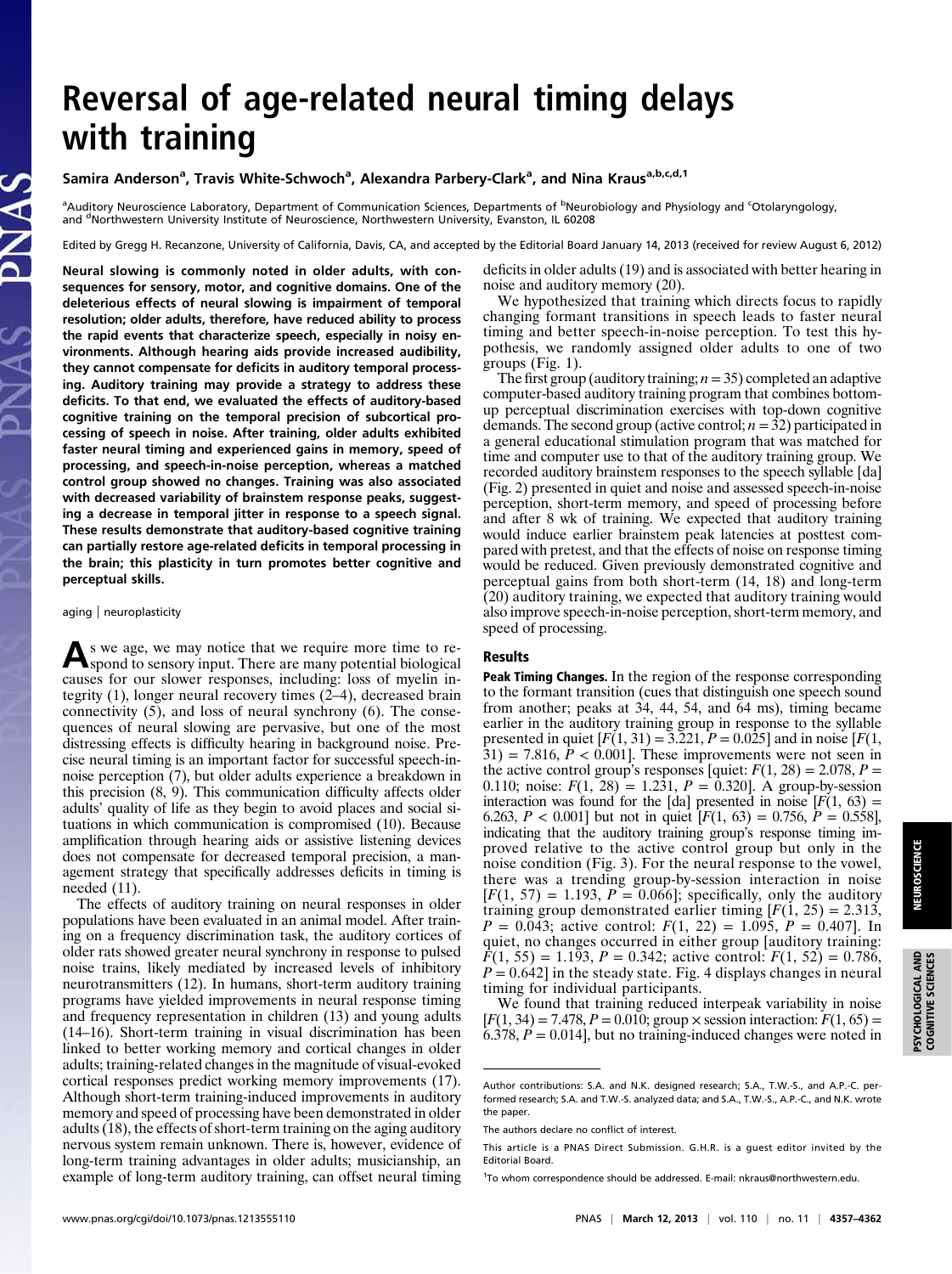# Reversal of age-related neural timing delays with training

**Samira Anderson[a], Travis White-Schwoch[a], Alexandra Parbery-Clark[a], and Nina Kraus[a,b,c,d,1]**

[a]Auditory Neuroscience Laboratory, Department of Communication Sciences, Departments of [b]Neurobiology and Physiology and [c]Otolaryngology, and [d]Northwestern University Institute of Neuroscience, Northwestern University, Evanston, IL 60208

Edited by Gregg H. Recanzone, University of California, Davis, CA, and accepted by the Editorial Board January 14, 2013 (received for review August 6, 2012)

**Neural slowing is commonly noted in older adults, with consequences for sensory, motor, and cognitive domains. One of the deleterious effects of neural slowing is impairment of temporal resolution; older adults, therefore, have reduced ability to process the rapid events that characterize speech, especially in noisy environments. Although hearing aids provide increased audibility, they cannot compensate for deficits in auditory temporal processing. Auditory training may provide a strategy to address these deficits. To that end, we evaluated the effects of auditory-based cognitive training on the temporal precision of subcortical processing of speech in noise. After training, older adults exhibited faster neural timing and experienced gains in memory, speed of processing, and speech-in-noise perception, whereas a matched control group showed no changes. Training was also associated with decreased variability of brainstem response peaks, suggesting a decrease in temporal jitter in response to a speech signal. These results demonstrate that auditory-based cognitive training can partially restore age-related deficits in temporal processing in the brain; this plasticity in turn promotes better cognitive and perceptual skills.**

aging | neuroplasticity

As we age, we may notice that we require more time to respond to sensory input. There are many potential biological causes for our slower responses, including: loss of myelin integrity (1), longer neural recovery times (2–4), decreased brain connectivity (5), and loss of neural synchrony (6). The consequences of neural slowing are pervasive, but one of the most distressing effects is difficulty hearing in background noise. Precise neural timing is an important factor for successful speech-in-noise perception (7), but older adults experience a breakdown in this precision (8, 9). This communication difficulty affects older adults' quality of life as they begin to avoid places and social situations in which communication is compromised (10). Because amplification through hearing aids or assistive listening devices does not compensate for decreased temporal precision, a management strategy that specifically addresses deficits in timing is needed (11).

The effects of auditory training on neural responses in older populations have been evaluated in an animal model. After training on a frequency discrimination task, the auditory cortices of older rats showed greater neural synchrony in response to pulsed noise trains, likely mediated by increased levels of inhibitory neurotransmitters (12). In humans, short-term auditory training programs have yielded improvements in neural response timing and frequency representation in children (13) and young adults (14–16). Short-term training in visual discrimination has been linked to better working memory and cortical changes in older adults; training-related changes in the magnitude of visual-evoked cortical responses predict working memory improvements (17). Although short-term training-induced improvements in auditory memory and speed of processing have been demonstrated in older adults (18), the effects of short-term training on the aging auditory nervous system remain unknown. There is, however, evidence of long-term training advantages in older adults; musicianship, an example of long-term auditory training, can offset neural timing deficits in older adults (19) and is associated with better hearing in noise and auditory memory (20).

We hypothesized that training which directs focus to rapidly changing formant transitions in speech leads to faster neural timing and better speech-in-noise perception. To test this hypothesis, we randomly assigned older adults to one of two groups (Fig. 1).

The first group (auditory training; $n = 35$) completed an adaptive computer-based auditory training program that combines bottom-up perceptual discrimination exercises with top-down cognitive demands. The second group (active control; $n = 32$) participated in a general educational stimulation program that was matched for time and computer use to that of the auditory training group. We recorded auditory brainstem responses to the speech syllable [da] (Fig. 2) presented in quiet and noise and assessed speech-in-noise perception, short-term memory, and speed of processing before and after 8 wk of training. We expected that auditory training would induce earlier brainstem peak latencies at posttest compared with pretest, and that the effects of noise on response timing would be reduced. Given previously demonstrated cognitive and perceptual gains from both short-term (14, 18) and long-term (20) auditory training, we expected that auditory training would also improve speech-in-noise perception, short-term memory, and speed of processing.

## Results

**Peak Timing Changes.** In the region of the response corresponding to the formant transition (cues that distinguish one speech sound from another; peaks at 34, 44, 54, and 64 ms), timing became earlier in the auditory training group in response to the syllable presented in quiet [$F(1, 31) = 3.221$, $P = 0.025$] and in noise [$F(1, 31) = 7.816$, $P < 0.001$]. These improvements were not seen in the active control group's responses [quiet: $F(1, 28) = 2.078$, $P = 0.110$; noise: $F(1, 28) = 1.231$, $P = 0.320$]. A group-by-session interaction was found for the [da] presented in noise [$F(1, 63) = 6.263$, $P < 0.001$] but not in quiet [$F(1, 63) = 0.756$, $P = 0.558$], indicating that the auditory training group's response timing improved relative to the active control group but only in the noise condition (Fig. 3). For the neural response to the vowel, there was a trending group-by-session interaction in noise [$F(1, 57) = 1.193$, $P = 0.066$]; specifically, only the auditory training group demonstrated earlier timing [$F(1, 25) = 2.313$, $P = 0.043$; active control: $F(1, 22) = 1.095$, $P = 0.407$]. In quiet, no changes occurred in either group [auditory training: $F(1, 55) = 1.193$, $P = 0.342$; active control: $F(1, 52) = 0.786$, $P = 0.642$] in the steady state. Fig. 4 displays changes in neural timing for individual participants.

We found that training reduced interpeak variability in noise [$F(1, 34) = 7.478$, $P = 0.010$; group × session interaction: $F(1, 65) = 6.378$, $P = 0.014$], but no training-induced changes were noted in

---

Author contributions: S.A. and N.K. designed research; S.A., T.W.-S., and A.P.-C. performed research; S.A. and T.W.-S. analyzed data; and S.A., T.W.-S., A.P.-C., and N.K. wrote the paper.

The authors declare no conflict of interest.

This article is a PNAS Direct Submission. G.H.R. is a guest editor invited by the Editorial Board.

[1]To whom correspondence should be addressed. E-mail: nkraus@northwestern.edu.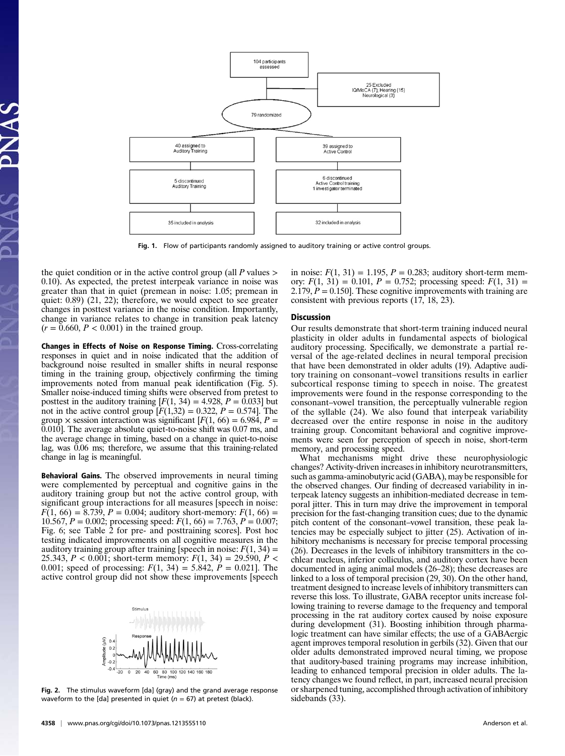Fig. 1. Flow of participants randomly assigned to auditory training or active control groups.

the quiet condition or in the active control group (all $P$ values > 0.10). As expected, the pretest interpeak variance in noise was greater than that in quiet (premean in noise: 1.05; premean in quiet: 0.89) (21, 22); therefore, we would expect to see greater changes in posttest variance in the noise condition. Importantly, change in variance relates to change in transition peak latency ($r = 0.660$, $P < 0.001$) in the trained group.

**Changes in Effects of Noise on Response Timing.** Cross-correlating responses in quiet and in noise indicated that the addition of background noise resulted in smaller shifts in neural response timing in the training group, objectively confirming the timing improvements noted from manual peak identification (Fig. 5). Smaller noise-induced timing shifts were observed from pretest to posttest in the auditory training [$F(1, 34) = 4.928$, $P = 0.033$] but not in the active control group [$F(1,32) = 0.322$, $P = 0.574$]. The group × session interaction was significant [$F(1, 66) = 6.984$, $P = 0.010$]. The average absolute quiet-to-noise shift was 0.07 ms, and the average change in timing, based on a change in quiet-to-noise lag, was 0.06 ms; therefore, we assume that this training-related change in lag is meaningful.

**Behavioral Gains.** The observed improvements in neural timing were complemented by perceptual and cognitive gains in the auditory training group but not the active control group, with significant group interactions for all measures [speech in noise: $F(1, 66) = 8.739$, $P = 0.004$; auditory short-memory: $F(1, 66) = 10.567$, $P = 0.002$; processing speed: $F(1, 66) = 7.763$, $P = 0.007$; Fig. 6; see Table 2 for pre- and posttraining scores]. Post hoc testing indicated improvements on all cognitive measures in the auditory training group after training [speech in noise: $F(1, 34) = 25.343$, $P < 0.001$; short-term memory: $F(1, 34) = 29.590$, $P < 0.001$; speed of processing: $F(1, 34) = 5.842$, $P = 0.021$]. The active control group did not show these improvements [speech in noise: $F(1, 31) = 1.195$, $P = 0.283$; auditory short-term memory: $F(1, 31) = 0.101$, $P = 0.752$; processing speed: $F(1, 31) = 2.179$, $P = 0.150$]. These cognitive improvements with training are consistent with previous reports (17, 18, 23).

Fig. 2. The stimulus waveform [da] (gray) and the grand average response waveform to the [da] presented in quiet ($n = 67$) at pretest (black).

## Discussion

Our results demonstrate that short-term training induced neural plasticity in older adults in fundamental aspects of biological auditory processing. Specifically, we demonstrate a partial reversal of the age-related declines in neural temporal precision that have been demonstrated in older adults (19). Adaptive auditory training on consonant–vowel transitions results in earlier subcortical response timing to speech in noise. The greatest improvements were found in the response corresponding to the consonant–vowel transition, the perceptually vulnerable region of the syllable (24). We also found that interpeak variability decreased over the entire response in noise in the auditory training group. Concomitant behavioral and cognitive improvements were seen for perception of speech in noise, short-term memory, and processing speed.

What mechanisms might drive these neurophysiologic changes? Activity-driven increases in inhibitory neurotransmitters, such as gamma-aminobutyric acid (GABA), may be responsible for the observed changes. Our finding of decreased variability in interpeak latency suggests an inhibition-mediated decrease in temporal jitter. This in turn may drive the improvement in temporal precision for the fast-changing transition cues; due to the dynamic pitch content of the consonant–vowel transition, these peak latencies may be especially subject to jitter (25). Activation of inhibitory mechanisms is necessary for precise temporal processing (26). Decreases in the levels of inhibitory transmitters in the cochlear nucleus, inferior colliculus, and auditory cortex have been documented in aging animal models (26–28); these decreases are linked to a loss of temporal precision (29, 30). On the other hand, treatment designed to increase levels of inhibitory transmitters can reverse this loss. To illustrate, GABA receptor units increase following training to reverse damage to the frequency and temporal processing in the rat auditory cortex caused by noise exposure during development (31). Boosting inhibition through pharmacologic treatment can have similar effects; the use of a GABAergic agent improves temporal resolution in gerbils (32). Given that our older adults demonstrated improved neural timing, we propose that auditory-based training programs may increase inhibition, leading to enhanced temporal precision in older adults. The latency changes we found reflect, in part, increased neural precision or sharpened tuning, accomplished through activation of inhibitory sidebands (33).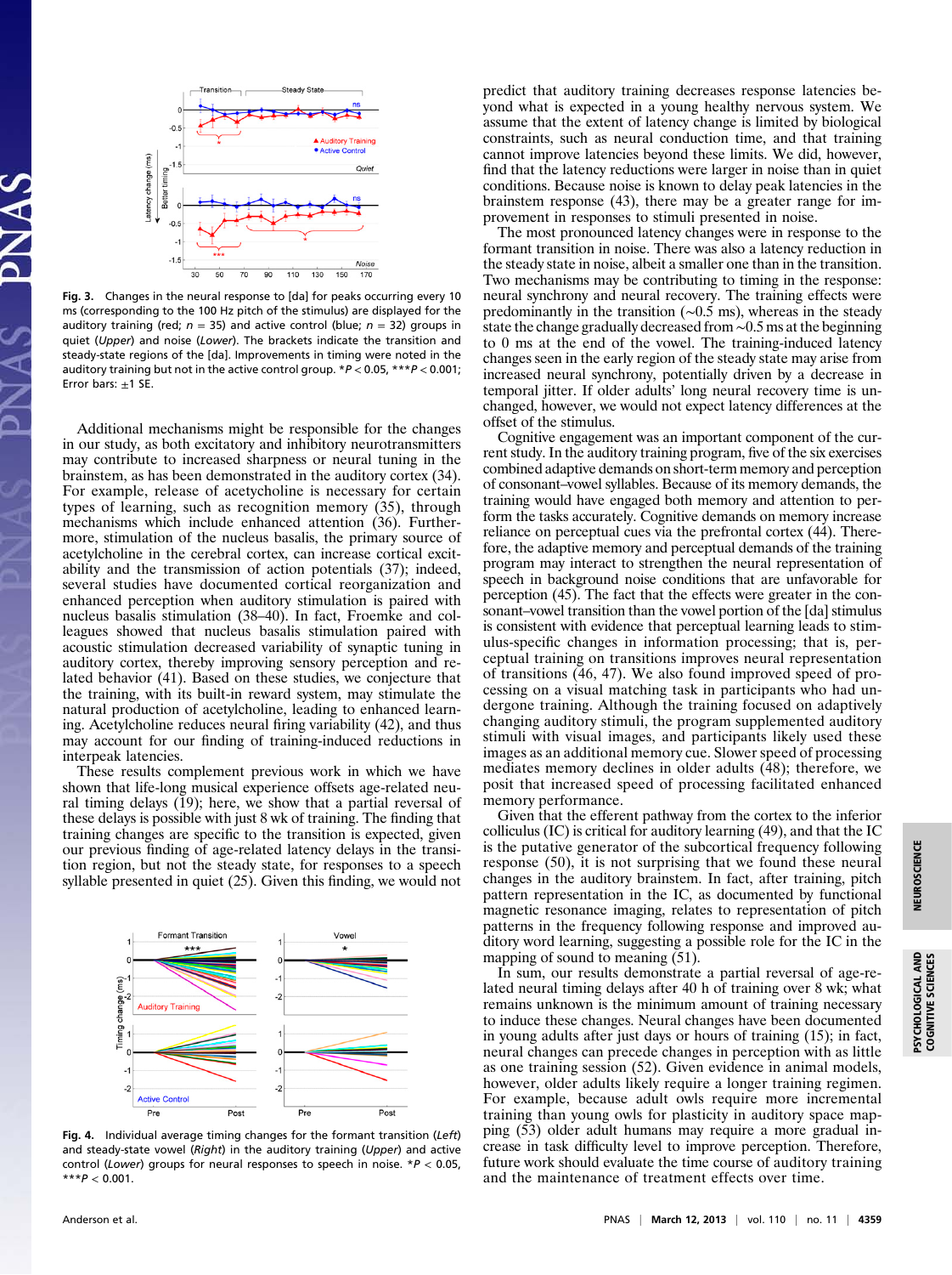**Fig. 3.** Changes in the neural response to [da] for peaks occurring every 10 ms (corresponding to the 100 Hz pitch of the stimulus) are displayed for the auditory training (red; $n = 35$) and active control (blue; $n = 32$) groups in quiet (*Upper*) and noise (*Lower*). The brackets indicate the transition and steady-state regions of the [da]. Improvements in timing were noted in the auditory training but not in the active control group. $*P < 0.05$, $***P < 0.001$; Error bars: ±1 SE.

Additional mechanisms might be responsible for the changes in our study, as both excitatory and inhibitory neurotransmitters may contribute to increased sharpness or neural tuning in the brainstem, as has been demonstrated in the auditory cortex (34). For example, release of acetycholine is necessary for certain types of learning, such as recognition memory (35), through mechanisms which include enhanced attention (36). Furthermore, stimulation of the nucleus basalis, the primary source of acetylcholine in the cerebral cortex, can increase cortical excitability and the transmission of action potentials (37); indeed, several studies have documented cortical reorganization and enhanced perception when auditory stimulation is paired with nucleus basalis stimulation (38–40). In fact, Froemke and colleagues showed that nucleus basalis stimulation paired with acoustic stimulation decreased variability of synaptic tuning in auditory cortex, thereby improving sensory perception and related behavior (41). Based on these studies, we conjecture that the training, with its built-in reward system, may stimulate the natural production of acetylcholine, leading to enhanced learning. Acetylcholine reduces neural firing variability (42), and thus may account for our finding of training-induced reductions in interpeak latencies.

These results complement previous work in which we have shown that life-long musical experience offsets age-related neural timing delays (19); here, we show that a partial reversal of these delays is possible with just 8 wk of training. The finding that training changes are specific to the transition is expected, given our previous finding of age-related latency delays in the transition region, but not the steady state, for responses to a speech syllable presented in quiet (25). Given this finding, we would not predict that auditory training decreases response latencies beyond what is expected in a young healthy nervous system. We assume that the extent of latency change is limited by biological constraints, such as neural conduction time, and that training cannot improve latencies beyond these limits. We did, however, find that the latency reductions were larger in noise than in quiet conditions. Because noise is known to delay peak latencies in the brainstem response (43), there may be a greater range for improvement in responses to stimuli presented in noise.

The most pronounced latency changes were in response to the formant transition in noise. There was also a latency reduction in the steady state in noise, albeit a smaller one than in the transition. Two mechanisms may be contributing to timing in the response: neural synchrony and neural recovery. The training effects were predominantly in the transition (~0.5 ms), whereas in the steady state the change gradually decreased from ~0.5 ms at the beginning to 0 ms at the end of the vowel. The training-induced latency changes seen in the early region of the steady state may arise from increased neural synchrony, potentially driven by a decrease in temporal jitter. If older adults' long neural recovery time is unchanged, however, we would not expect latency differences at the offset of the stimulus.

Cognitive engagement was an important component of the current study. In the auditory training program, five of the six exercises combined adaptive demands on short-term memory and perception of consonant–vowel syllables. Because of its memory demands, the training would have engaged both memory and attention to perform the tasks accurately. Cognitive demands on memory increase reliance on perceptual cues via the prefrontal cortex (44). Therefore, the adaptive memory and perceptual demands of the training program may interact to strengthen the neural representation of speech in background noise conditions that are unfavorable for perception (45). The fact that the effects were greater in the consonant–vowel transition than the vowel portion of the [da] stimulus is consistent with evidence that perceptual learning leads to stimulus-specific changes in information processing; that is, perceptual training on transitions improves neural representation of transitions (46, 47). We also found improved speed of processing on a visual matching task in participants who had undergone training. Although the training focused on adaptively changing auditory stimuli, the program supplemented auditory stimuli with visual images, and participants likely used these images as an additional memory cue. Slower speed of processing mediates memory declines in older adults (48); therefore, we posit that increased speed of processing facilitated enhanced memory performance.

Given that the efferent pathway from the cortex to the inferior colliculus (IC) is critical for auditory learning (49), and that the IC is the putative generator of the subcortical frequency following response (50), it is not surprising that we found these neural changes in the auditory brainstem. In fact, after training, pitch pattern representation in the IC, as documented by functional magnetic resonance imaging, relates to representation of pitch patterns in the frequency following response and improved auditory word learning, suggesting a possible role for the IC in the mapping of sound to meaning (51).

In sum, our results demonstrate a partial reversal of age-related neural timing delays after 40 h of training over 8 wk; what remains unknown is the minimum amount of training necessary to induce these changes. Neural changes have been documented in young adults after just days or hours of training (15); in fact, neural changes can precede changes in perception with as little as one training session (52). Given evidence in animal models, however, older adults likely require a longer training regimen. For example, because adult owls require more incremental training than young owls for plasticity in auditory space mapping (53) older adult humans may require a more gradual increase in task difficulty level to improve perception. Therefore, future work should evaluate the time course of auditory training and the maintenance of treatment effects over time.

**Fig. 4.** Individual average timing changes for the formant transition (*Left*) and steady-state vowel (*Right*) in the auditory training (*Upper*) and active control (*Lower*) groups for neural responses to speech in noise. $*P < 0.05$, $***P < 0.001$.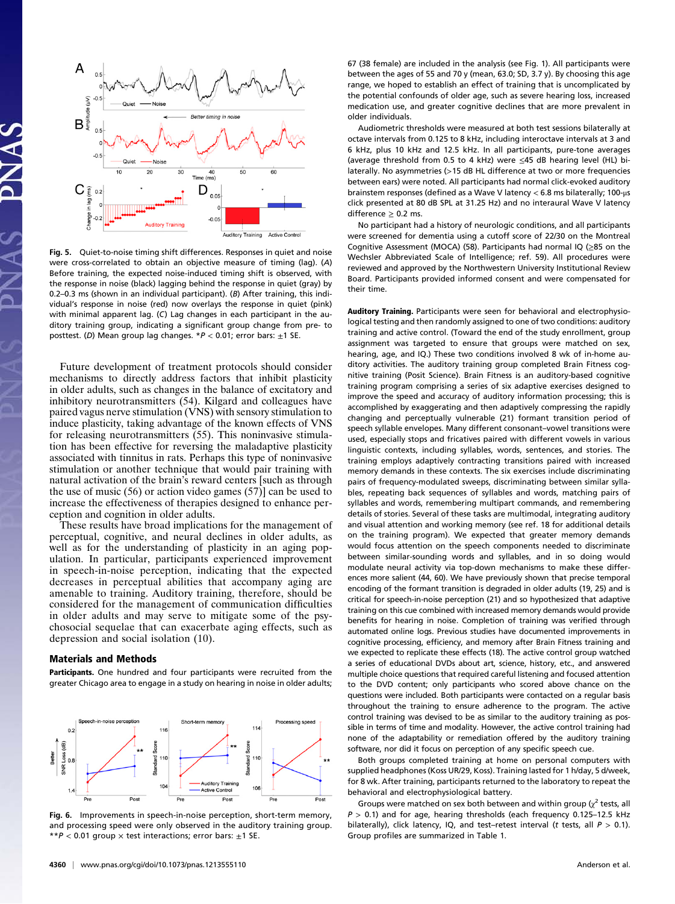**Fig. 5.** Quiet-to-noise timing shift differences. Responses in quiet and noise were cross-correlated to obtain an objective measure of timing (lag). (*A*) Before training, the expected noise-induced timing shift is observed, with the response in noise (black) lagging behind the response in quiet (gray) by 0.2–0.3 ms (shown in an individual participant). (*B*) After training, this individual's response in noise (red) now overlays the response in quiet (pink) with minimal apparent lag. (*C*) Lag changes in each participant in the auditory training group, indicating a significant group change from pre- to posttest. (*D*) Mean group lag changes. *$P < 0.01$; error bars: ±1 SE.

Future development of treatment protocols should consider mechanisms to directly address factors that inhibit plasticity in older adults, such as changes in the balance of excitatory and inhibitory neurotransmitters (54). Kilgard and colleagues have paired vagus nerve stimulation (VNS) with sensory stimulation to induce plasticity, taking advantage of the known effects of VNS for releasing neurotransmitters (55). This noninvasive stimulation has been effective for reversing the maladaptive plasticity associated with tinnitus in rats. Perhaps this type of noninvasive stimulation or another technique that would pair training with natural activation of the brain's reward centers [such as through the use of music (56) or action video games (57)] can be used to increase the effectiveness of therapies designed to enhance perception and cognition in older adults.

These results have broad implications for the management of perceptual, cognitive, and neural declines in older adults, as well as for the understanding of plasticity in an aging population. In particular, participants experienced improvement in speech-in-noise perception, indicating that the expected decreases in perceptual abilities that accompany aging are amenable to training. Auditory training, therefore, should be considered for the management of communication difficulties in older adults and may serve to mitigate some of the psychosocial sequelae that can exacerbate aging effects, such as depression and social isolation (10).

## Materials and Methods

**Participants.** One hundred and four participants were recruited from the greater Chicago area to engage in a study on hearing in noise in older adults; 67 (38 female) are included in the analysis (see Fig. 1). All participants were between the ages of 55 and 70 y (mean, 63.0; SD, 3.7 y). By choosing this age range, we hoped to establish an effect of training that is uncomplicated by the potential confounds of older age, such as severe hearing loss, increased medication use, and greater cognitive declines that are more prevalent in older individuals.

Audiometric thresholds were measured at both test sessions bilaterally at octave intervals from 0.125 to 8 kHz, including interoctave intervals at 3 and 6 kHz, plus 10 kHz and 12.5 kHz. In all participants, pure-tone averages (average threshold from 0.5 to 4 kHz) were ≤45 dB hearing level (HL) bilaterally. No asymmetries (>15 dB HL difference at two or more frequencies between ears) were noted. All participants had normal click-evoked auditory brainstem responses (defined as a Wave V latency < 6.8 ms bilaterally; 100-μs click presented at 80 dB SPL at 31.25 Hz) and no interaural Wave V latency difference ≥ 0.2 ms.

No participant had a history of neurologic conditions, and all participants were screened for dementia using a cutoff score of 22/30 on the Montreal Cognitive Assessment (MOCA) (58). Participants had normal IQ (≥85 on the Wechsler Abbreviated Scale of Intelligence; ref. 59). All procedures were reviewed and approved by the Northwestern University Institutional Review Board. Participants provided informed consent and were compensated for their time.

**Auditory Training.** Participants were seen for behavioral and electrophysiological testing and then randomly assigned to one of two conditions: auditory training and active control. (Toward the end of the study enrollment, group assignment was targeted to ensure that groups were matched on sex, hearing, age, and IQ.) These two conditions involved 8 wk of in-home auditory activities. The auditory training group completed Brain Fitness cognitive training (Posit Science). Brain Fitness is an auditory-based cognitive training program comprising a series of six adaptive exercises designed to improve the speed and accuracy of auditory information processing; this is accomplished by exaggerating and then adaptively compressing the rapidly changing and perceptually vulnerable (21) formant transition period of speech syllable envelopes. Many different consonant–vowel transitions were used, especially stops and fricatives paired with different vowels in various linguistic contexts, including syllables, words, sentences, and stories. The training employs adaptively contracting transitions paired with increased memory demands in these contexts. The six exercises include discriminating pairs of frequency-modulated sweeps, discriminating between similar syllables, repeating back sequences of syllables and words, matching pairs of syllables and words, remembering multipart commands, and remembering details of stories. Several of these tasks are multimodal, integrating auditory and visual attention and working memory (see ref. 18 for additional details on the training program). We expected that greater memory demands would focus attention on the speech components needed to discriminate between similar-sounding words and syllables, and in so doing would modulate neural activity via top-down mechanisms to make these differences more salient (44, 60). We have previously shown that precise temporal encoding of the formant transition is degraded in older adults (19, 25) and is critical for speech-in-noise perception (21) and so hypothesized that adaptive training on this cue combined with increased memory demands would provide benefits for hearing in noise. Completion of training was verified through automated online logs. Previous studies have documented improvements in cognitive processing, efficiency, and memory after Brain Fitness training and we expected to replicate these effects (18). The active control group watched a series of educational DVDs about art, science, history, etc., and answered multiple choice questions that required careful listening and focused attention to the DVD content; only participants who scored above chance on the questions were included. Both participants were contacted on a regular basis throughout the training to ensure adherence to the program. The active control training was devised to be as similar to the auditory training as possible in terms of time and modality. However, the active control training had none of the adaptability or remediation offered by the auditory training software, nor did it focus on perception of any specific speech cue.

Both groups completed training at home on personal computers with supplied headphones (Koss UR/29, Koss). Training lasted for 1 h/day, 5 d/week, for 8 wk. After training, participants returned to the laboratory to repeat the behavioral and electrophysiological battery.

Groups were matched on sex both between and within group ($\chi^2$ tests, all $P > 0.1$) and for age, hearing thresholds (each frequency 0.125–12.5 kHz bilaterally), click latency, IQ, and test–retest interval ($t$ tests, all $P > 0.1$). Group profiles are summarized in Table 1.

**Fig. 6.** Improvements in speech-in-noise perception, short-term memory, and processing speed were only observed in the auditory training group. **$P < 0.01$ group × test interactions; error bars: ±1 SE.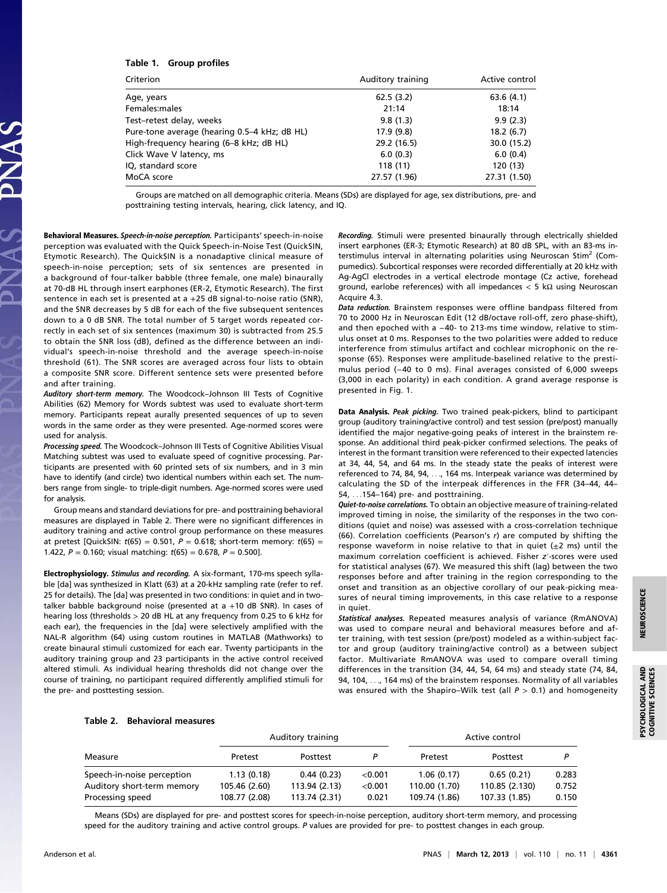**Table 1. Group profiles**

| Criterion | Auditory training | Active control |
|---|---|---|
| Age, years | 62.5 (3.2) | 63.6 (4.1) |
| Females:males | 21:14 | 18:14 |
| Test–retest delay, weeks | 9.8 (1.3) | 9.9 (2.3) |
| Pure-tone average (hearing 0.5–4 kHz; dB HL) | 17.9 (9.8) | 18.2 (6.7) |
| High-frequency hearing (6–8 kHz; dB HL) | 29.2 (16.5) | 30.0 (15.2) |
| Click Wave V latency, ms | 6.0 (0.3) | 6.0 (0.4) |
| IQ, standard score | 118 (11) | 120 (13) |
| MoCA score | 27.57 (1.96) | 27.31 (1.50) |

Groups are matched on all demographic criteria. Means (SDs) are displayed for age, sex distributions, pre- and posttraining testing intervals, hearing, click latency, and IQ.

**Behavioral Measures.** ***Speech-in-noise perception.*** Participants' speech-in-noise perception was evaluated with the Quick Speech-in-Noise Test (QuickSIN, Etymotic Research). The QuickSIN is a nonadaptive clinical measure of speech-in-noise perception; sets of six sentences are presented in a background of four-talker babble (three female, one male) binaurally at 70-dB HL through insert earphones (ER-2, Etymotic Research). The first sentence in each set is presented at a +25 dB signal-to-noise ratio (SNR), and the SNR decreases by 5 dB for each of the five subsequent sentences down to a 0 dB SNR. The total number of 5 target words repeated correctly in each set of six sentences (maximum 30) is subtracted from 25.5 to obtain the SNR loss (dB), defined as the difference between an individual's speech-in-noise threshold and the average speech-in-noise threshold (61). The SNR scores are averaged across four lists to obtain a composite SNR score. Different sentence sets were presented before and after training.

***Auditory short-term memory.*** The Woodcock–Johnson III Tests of Cognitive Abilities (62) Memory for Words subtest was used to evaluate short-term memory. Participants repeat aurally presented sequences of up to seven words in the same order as they were presented. Age-normed scores were used for analysis.

***Processing speed.*** The Woodcock–Johnson III Tests of Cognitive Abilities Visual Matching subtest was used to evaluate speed of cognitive processing. Participants are presented with 60 printed sets of six numbers, and in 3 min have to identify (and circle) two identical numbers within each set. The numbers range from single- to triple-digit numbers. Age-normed scores were used for analysis.

Group means and standard deviations for pre- and posttraining behavioral measures are displayed in Table 2. There were no significant differences in auditory training and active control group performance on these measures at pretest [QuickSIN: $t(65) = 0.501$, $P = 0.618$; short-term memory: $t(65) = 1.422$, $P = 0.160$; visual matching: $t(65) = 0.678$, $P = 0.500$].

**Electrophysiology.** ***Stimulus and recording.*** A six-formant, 170-ms speech syllable [da] was synthesized in Klatt (63) at a 20-kHz sampling rate (refer to ref. 25 for details). The [da] was presented in two conditions: in quiet and in two-talker babble background noise (presented at a +10 dB SNR). In cases of hearing loss (thresholds > 20 dB HL at any frequency from 0.25 to 6 kHz for each ear), the frequencies in the [da] were selectively amplified with the NAL-R algorithm (64) using custom routines in MATLAB (Mathworks) to create binaural stimuli customized for each ear. Twenty participants in the auditory training group and 23 participants in the active control received altered stimuli. As individual hearing thresholds did not change over the course of training, no participant required differently amplified stimuli for the pre- and posttesting session.

***Recording.*** Stimuli were presented binaurally through electrically shielded insert earphones (ER-3; Etymotic Research) at 80 dB SPL, with an 83-ms interstimulus interval in alternating polarities using Neuroscan Stim[2] (Compumedics). Subcortical responses were recorded differentially at 20 kHz with Ag-AgCl electrodes in a vertical electrode montage (Cz active, forehead ground, earlobe references) with all impedances < 5 kΩ using Neuroscan Acquire 4.3.

***Data reduction.*** Brainstem responses were offline bandpass filtered from 70 to 2000 Hz in Neuroscan Edit (12 dB/octave roll-off, zero phase-shift), and then epoched with a −40- to 213-ms time window, relative to stimulus onset at 0 ms. Responses to the two polarities were added to reduce interference from stimulus artifact and cochlear microphonic on the response (65). Responses were amplitude-baselined relative to the prestimulus period (−40 to 0 ms). Final averages consisted of 6,000 sweeps (3,000 in each polarity) in each condition. A grand average response is presented in Fig. 1.

**Data Analysis.** ***Peak picking.*** Two trained peak-pickers, blind to participant group (auditory training/active control) and test session (pre/post) manually identified the major negative-going peaks of interest in the brainstem response. An additional third peak-picker confirmed selections. The peaks of interest in the formant transition were referenced to their expected latencies at 34, 44, 54, and 64 ms. In the steady state the peaks of interest were referenced to 74, 84, 94, . . ., 164 ms. Interpeak variance was determined by calculating the SD of the interpeak differences in the FFR (34–44, 44–54, . . .154–164) pre- and posttraining.

***Quiet-to-noise correlations.*** To obtain an objective measure of training-related improved timing in noise, the similarity of the responses in the two conditions (quiet and noise) was assessed with a cross-correlation technique (66). Correlation coefficients (Pearson's $r$) are computed by shifting the response waveform in noise relative to that in quiet (±2 ms) until the maximum correlation coefficient is achieved. Fisher $z'$-scores were used for statistical analyses (67). We measured this shift (lag) between the two responses before and after training in the region corresponding to the onset and transition as an objective corollary of our peak-picking measures of neural timing improvements, in this case relative to a response in quiet.

***Statistical analyses.*** Repeated measures analysis of variance (RmANOVA) was used to compare neural and behavioral measures before and after training, with test session (pre/post) modeled as a within-subject factor and group (auditory training/active control) as a between subject factor. Multivariate RmANOVA was used to compare overall timing differences in the transition (34, 44, 54, 64 ms) and steady state (74, 84, 94, 104, . . ., 164 ms) of the brainstem responses. Normality of all variables was ensured with the Shapiro–Wilk test (all $P > 0.1$) and homogeneity

**Table 2. Behavioral measures**

| Measure | Auditory training | | | Active control | | |
|---|---|---|---|---|---|---|
| | Pretest | Posttest | P | Pretest | Posttest | P |
| Speech-in-noise perception | 1.13 (0.18) | 0.44 (0.23) | <0.001 | 1.06 (0.17) | 0.65 (0.21) | 0.283 |
| Auditory short-term memory | 105.46 (2.60) | 113.94 (2.13) | <0.001 | 110.00 (1.70) | 110.85 (2.130) | 0.752 |
| Processing speed | 108.77 (2.08) | 113.74 (2.31) | 0.021 | 109.74 (1.86) | 107.33 (1.85) | 0.150 |

Means (SDs) are displayed for pre- and posttest scores for speech-in-noise perception, auditory short-term memory, and processing speed for the auditory training and active control groups. P values are provided for pre- to posttest changes in each group.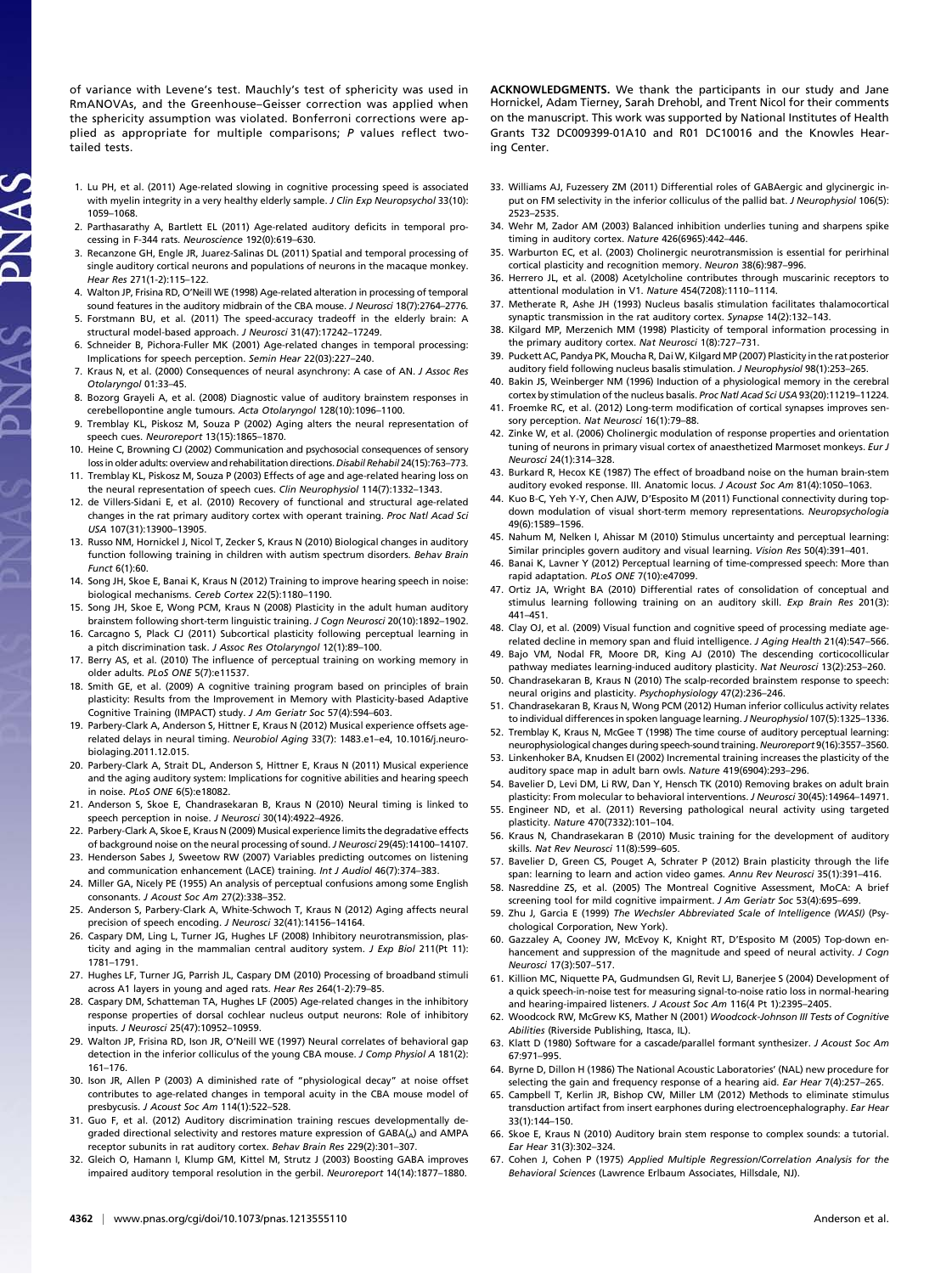of variance with Levene's test. Mauchly's test of sphericity was used in RmANOVAs, and the Greenhouse–Geisser correction was applied when the sphericity assumption was violated. Bonferroni corrections were applied as appropriate for multiple comparisons; *P* values reflect two-tailed tests.

**ACKNOWLEDGMENTS.** We thank the participants in our study and Jane Hornickel, Adam Tierney, Sarah Drehobl, and Trent Nicol for their comments on the manuscript. This work was supported by National Institutes of Health Grants T32 DC009399-01A10 and R01 DC10016 and the Knowles Hearing Center.

1. Lu PH, et al. (2011) Age-related slowing in cognitive processing speed is associated with myelin integrity in a very healthy elderly sample. *J Clin Exp Neuropsychol* 33(10): 1059–1068.
2. Parthasarathy A, Bartlett EL (2011) Age-related auditory deficits in temporal processing in F-344 rats. *Neuroscience* 192(0):619–630.
3. Recanzone GH, Engle JR, Juarez-Salinas DL (2011) Spatial and temporal processing of single auditory cortical neurons and populations of neurons in the macaque monkey. *Hear Res* 271(1-2):115–122.
4. Walton JP, Frisina RD, O'Neill WE (1998) Age-related alteration in processing of temporal sound features in the auditory midbrain of the CBA mouse. *J Neurosci* 18(7):2764–2776.
5. Forstmann BU, et al. (2011) The speed-accuracy tradeoff in the elderly brain: A structural model-based approach. *J Neurosci* 31(47):17242–17249.
6. Schneider B, Pichora-Fuller MK (2001) Age-related changes in temporal processing: Implications for speech perception. *Semin Hear* 22(03):227–240.
7. Kraus N, et al. (2000) Consequences of neural asynchrony: A case of AN. *J Assoc Res Otolaryngol* 01:33–45.
8. Bozorg Grayeli A, et al. (2008) Diagnostic value of auditory brainstem responses in cerebellopontine angle tumours. *Acta Otolaryngol* 128(10):1096–1100.
9. Tremblay KL, Piskosz M, Souza P (2002) Aging alters the neural representation of speech cues. *Neuroreport* 13(15):1865–1870.
10. Heine C, Browning CJ (2002) Communication and psychosocial consequences of sensory loss in older adults: overview and rehabilitation directions. *Disabil Rehabil* 24(15):763–773.
11. Tremblay KL, Piskosz M, Souza P (2003) Effects of age and age-related hearing loss on the neural representation of speech cues. *Clin Neurophysiol* 114(7):1332–1343.
12. de Villers-Sidani E, et al. (2010) Recovery of functional and structural age-related changes in the rat primary auditory cortex with operant training. *Proc Natl Acad Sci USA* 107(31):13900–13905.
13. Russo NM, Hornickel J, Nicol T, Zecker S, Kraus N (2010) Biological changes in auditory function following training in children with autism spectrum disorders. *Behav Brain Funct* 6(1):60.
14. Song JH, Skoe E, Banai K, Kraus N (2012) Training to improve hearing speech in noise: biological mechanisms. *Cereb Cortex* 22(5):1180–1190.
15. Song JH, Skoe E, Wong PCM, Kraus N (2008) Plasticity in the adult human auditory brainstem following short-term linguistic training. *J Cogn Neurosci* 20(10):1892–1902.
16. Carcagno S, Plack CJ (2011) Subcortical plasticity following perceptual learning in a pitch discrimination task. *J Assoc Res Otolaryngol* 12(1):89–100.
17. Berry AS, et al. (2010) The influence of perceptual training on working memory in older adults. *PLoS ONE* 5(7):e11537.
18. Smith GE, et al. (2009) A cognitive training program based on principles of brain plasticity: Results from the Improvement in Memory with Plasticity-based Adaptive Cognitive Training (IMPACT) study. *J Am Geriatr Soc* 57(4):594–603.
19. Parbery-Clark A, Anderson S, Hittner E, Kraus N (2012) Musical experience offsets age-related delays in neural timing. *Neurobiol Aging* 33(7): 1483.e1–e4, 10.1016/j.neurobiolaging.2011.12.015.
20. Parbery-Clark A, Strait DL, Anderson S, Hittner E, Kraus N (2011) Musical experience and the aging auditory system: Implications for cognitive abilities and hearing speech in noise. *PLoS ONE* 6(5):e18082.
21. Anderson S, Skoe E, Chandrasekaran B, Kraus N (2010) Neural timing is linked to speech perception in noise. *J Neurosci* 30(14):4922–4926.
22. Parbery-Clark A, Skoe E, Kraus N (2009) Musical experience limits the degradative effects of background noise on the neural processing of sound. *J Neurosci* 29(45):14100–14107.
23. Henderson Sabes J, Sweetow RW (2007) Variables predicting outcomes on listening and communication enhancement (LACE) training. *Int J Audiol* 46(7):374–383.
24. Miller GA, Nicely PE (1955) An analysis of perceptual confusions among some English consonants. *J Acoust Soc Am* 27(2):338–352.
25. Anderson S, Parbery-Clark A, White-Schwoch T, Kraus N (2012) Aging affects neural precision of speech encoding. *J Neurosci* 32(41):14156–14164.
26. Caspary DM, Ling L, Turner JG, Hughes LF (2008) Inhibitory neurotransmission, plasticity and aging in the mammalian central auditory system. *J Exp Biol* 211(Pt 11): 1781–1791.
27. Hughes LF, Turner JG, Parrish JL, Caspary DM (2010) Processing of broadband stimuli across A1 layers in young and aged rats. *Hear Res* 264(1-2):79–85.
28. Caspary DM, Schatteman TA, Hughes LF (2005) Age-related changes in the inhibitory response properties of dorsal cochlear nucleus output neurons: Role of inhibitory inputs. *J Neurosci* 25(47):10952–10959.
29. Walton JP, Frisina RD, Ison JR, O'Neill WE (1997) Neural correlates of behavioral gap detection in the inferior colliculus of the young CBA mouse. *J Comp Physiol A* 181(2): 161–176.
30. Ison JR, Allen P (2003) A diminished rate of "physiological decay" at noise offset contributes to age-related changes in temporal acuity in the CBA mouse model of presbycusis. *J Acoust Soc Am* 114(1):522–528.
31. Guo F, et al. (2012) Auditory discrimination training rescues developmentally degraded directional selectivity and restores mature expression of $GABA_{(A)}$ and AMPA receptor subunits in rat auditory cortex. *Behav Brain Res* 229(2):301–307.
32. Gleich O, Hamann I, Klump GM, Kittel M, Strutz J (2003) Boosting GABA improves impaired auditory temporal resolution in the gerbil. *Neuroreport* 14(14):1877–1880.
33. Williams AJ, Fuzessery ZM (2011) Differential roles of GABAergic and glycinergic input on FM selectivity in the inferior colliculus of the pallid bat. *J Neurophysiol* 106(5): 2523–2535.
34. Wehr M, Zador AM (2003) Balanced inhibition underlies tuning and sharpens spike timing in auditory cortex. *Nature* 426(6965):442–446.
35. Warburton EC, et al. (2003) Cholinergic neurotransmission is essential for perirhinal cortical plasticity and recognition memory. *Neuron* 38(6):987–996.
36. Herrero JL, et al. (2008) Acetylcholine contributes through muscarinic receptors to attentional modulation in V1. *Nature* 454(7208):1110–1114.
37. Metherate R, Ashe JH (1993) Nucleus basalis stimulation facilitates thalamocortical synaptic transmission in the rat auditory cortex. *Synapse* 14(2):132–143.
38. Kilgard MP, Merzenich MM (1998) Plasticity of temporal information processing in the primary auditory cortex. *Nat Neurosci* 1(8):727–731.
39. Puckett AC, Pandya PK, Moucha R, Dai W, Kilgard MP (2007) Plasticity in the rat posterior auditory field following nucleus basalis stimulation. *J Neurophysiol* 98(1):253–265.
40. Bakin JS, Weinberger NM (1996) Induction of a physiological memory in the cerebral cortex by stimulation of the nucleus basalis. *Proc Natl Acad Sci USA* 93(20):11219–11224.
41. Froemke RC, et al. (2012) Long-term modification of cortical synapses improves sensory perception. *Nat Neurosci* 16(1):79–88.
42. Zinke W, et al. (2006) Cholinergic modulation of response properties and orientation tuning of neurons in primary visual cortex of anaesthetized Marmoset monkeys. *Eur J Neurosci* 24(1):314–328.
43. Burkard R, Hecox KE (1987) The effect of broadband noise on the human brain-stem auditory evoked response. III. Anatomic locus. *J Acoust Soc Am* 81(4):1050–1063.
44. Kuo B-C, Yeh Y-Y, Chen AJW, D'Esposito M (2011) Functional connectivity during top-down modulation of visual short-term memory representations. *Neuropsychologia* 49(6):1589–1596.
45. Nahum M, Nelken I, Ahissar M (2010) Stimulus uncertainty and perceptual learning: Similar principles govern auditory and visual learning. *Vision Res* 50(4):391–401.
46. Banai K, Lavner Y (2012) Perceptual learning of time-compressed speech: More than rapid adaptation. *PLoS ONE* 7(10):e47099.
47. Ortiz JA, Wright BA (2010) Differential rates of consolidation of conceptual and stimulus learning following training on an auditory skill. *Exp Brain Res* 201(3): 441–451.
48. Clay OJ, et al. (2009) Visual function and cognitive speed of processing mediate age-related decline in memory span and fluid intelligence. *J Aging Health* 21(4):547–566.
49. Bajo VM, Nodal FR, Moore DR, King AJ (2010) The descending corticocollicular pathway mediates learning-induced auditory plasticity. *Nat Neurosci* 13(2):253–260.
50. Chandrasekaran B, Kraus N (2010) The scalp-recorded brainstem response to speech: neural origins and plasticity. *Psychophysiology* 47(2):236–246.
51. Chandrasekaran B, Kraus N, Wong PCM (2012) Human inferior colliculus activity relates to individual differences in spoken language learning. *J Neurophysiol* 107(5):1325–1336.
52. Tremblay K, Kraus N, McGee T (1998) The time course of auditory perceptual learning: neurophysiological changes during speech-sound training. *Neuroreport* 9(16):3557–3560.
53. Linkenhoker BA, Knudsen EI (2002) Incremental training increases the plasticity of the auditory space map in adult barn owls. *Nature* 419(6904):293–296.
54. Bavelier D, Levi DM, Li RW, Dan Y, Hensch TK (2010) Removing brakes on adult brain plasticity: From molecular to behavioral interventions. *J Neurosci* 30(45):14964–14971.
55. Engineer ND, et al. (2011) Reversing pathological neural activity using targeted plasticity. *Nature* 470(7332):101–104.
56. Kraus N, Chandrasekaran B (2010) Music training for the development of auditory skills. *Nat Rev Neurosci* 11(8):599–605.
57. Bavelier D, Green CS, Pouget A, Schrater P (2012) Brain plasticity through the life span: learning to learn and action video games. *Annu Rev Neurosci* 35(1):391–416.
58. Nasreddine ZS, et al. (2005) The Montreal Cognitive Assessment, MoCA: A brief screening tool for mild cognitive impairment. *J Am Geriatr Soc* 53(4):695–699.
59. Zhu J, Garcia E (1999) *The Wechsler Abbreviated Scale of Intelligence (WASI)* (Psychological Corporation, New York).
60. Gazzaley A, Cooney JW, McEvoy K, Knight RT, D'Esposito M (2005) Top-down enhancement and suppression of the magnitude and speed of neural activity. *J Cogn Neurosci* 17(3):507–517.
61. Killion MC, Niquette PA, Gudmundsen GI, Revit LJ, Banerjee S (2004) Development of a quick speech-in-noise test for measuring signal-to-noise ratio loss in normal-hearing and hearing-impaired listeners. *J Acoust Soc Am* 116(4 Pt 1):2395–2405.
62. Woodcock RW, McGrew KS, Mather N (2001) *Woodcock-Johnson III Tests of Cognitive Abilities* (Riverside Publishing, Itasca, IL).
63. Klatt D (1980) Software for a cascade/parallel formant synthesizer. *J Acoust Soc Am* 67:971–995.
64. Byrne D, Dillon H (1986) The National Acoustic Laboratories' (NAL) new procedure for selecting the gain and frequency response of a hearing aid. *Ear Hear* 7(4):257–265.
65. Campbell T, Kerlin JR, Bishop CW, Miller LM (2012) Methods to eliminate stimulus transduction artifact from insert earphones during electroencephalography. *Ear Hear* 33(1):144–150.
66. Skoe E, Kraus N (2010) Auditory brain stem response to complex sounds: a tutorial. *Ear Hear* 31(3):302–324.
67. Cohen J, Cohen P (1975) *Applied Multiple Regression/Correlation Analysis for the Behavioral Sciences* (Lawrence Erlbaum Associates, Hillsdale, NJ).